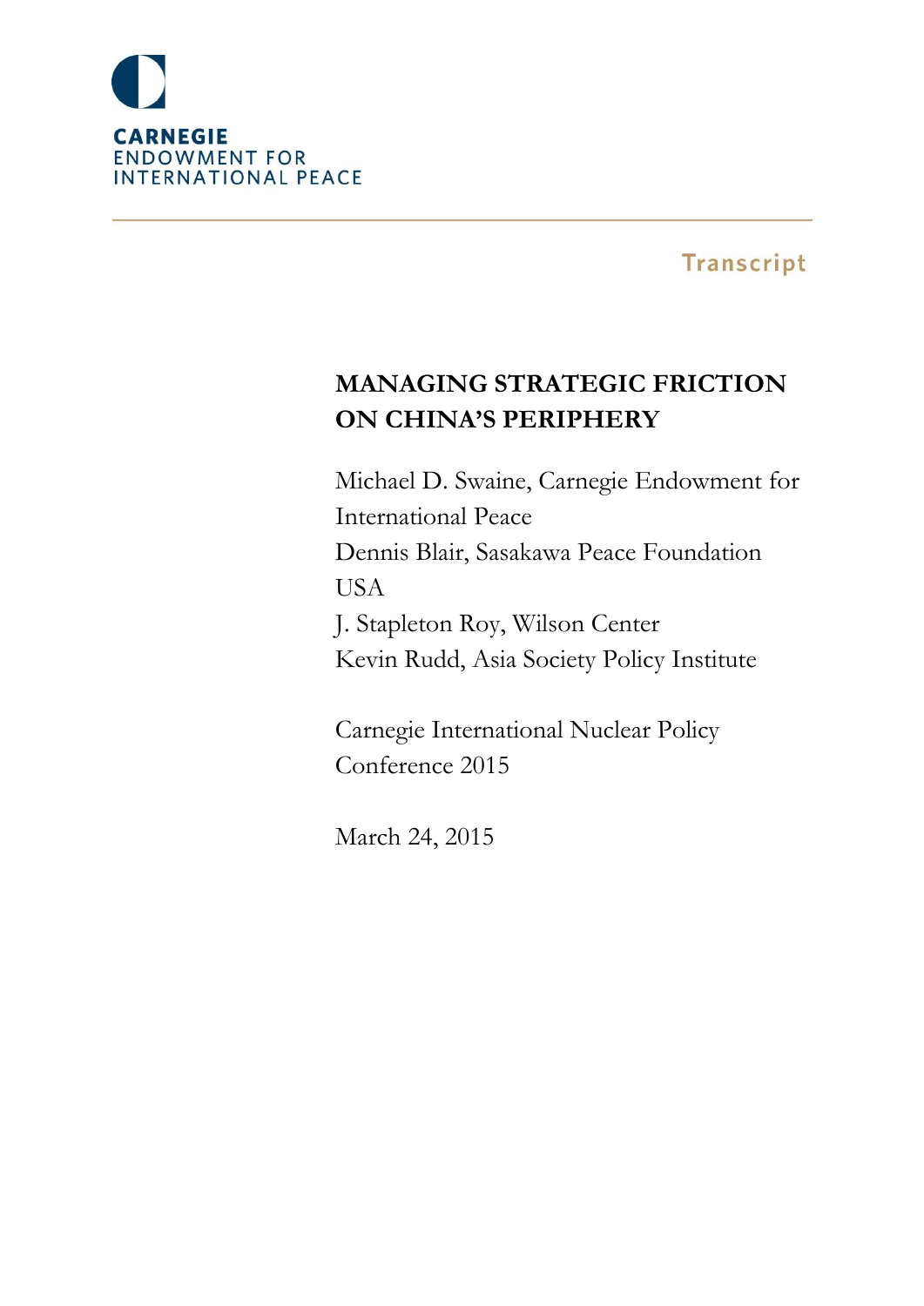CARNEGIE
ENDOWMENT FOR
INTERNATIONAL PEACE

Transcript

# MANAGING STRATEGIC FRICTION ON CHINA'S PERIPHERY

Michael D. Swaine, Carnegie Endowment for International Peace
Dennis Blair, Sasakawa Peace Foundation USA
J. Stapleton Roy, Wilson Center
Kevin Rudd, Asia Society Policy Institute

Carnegie International Nuclear Policy Conference 2015

March 24, 2015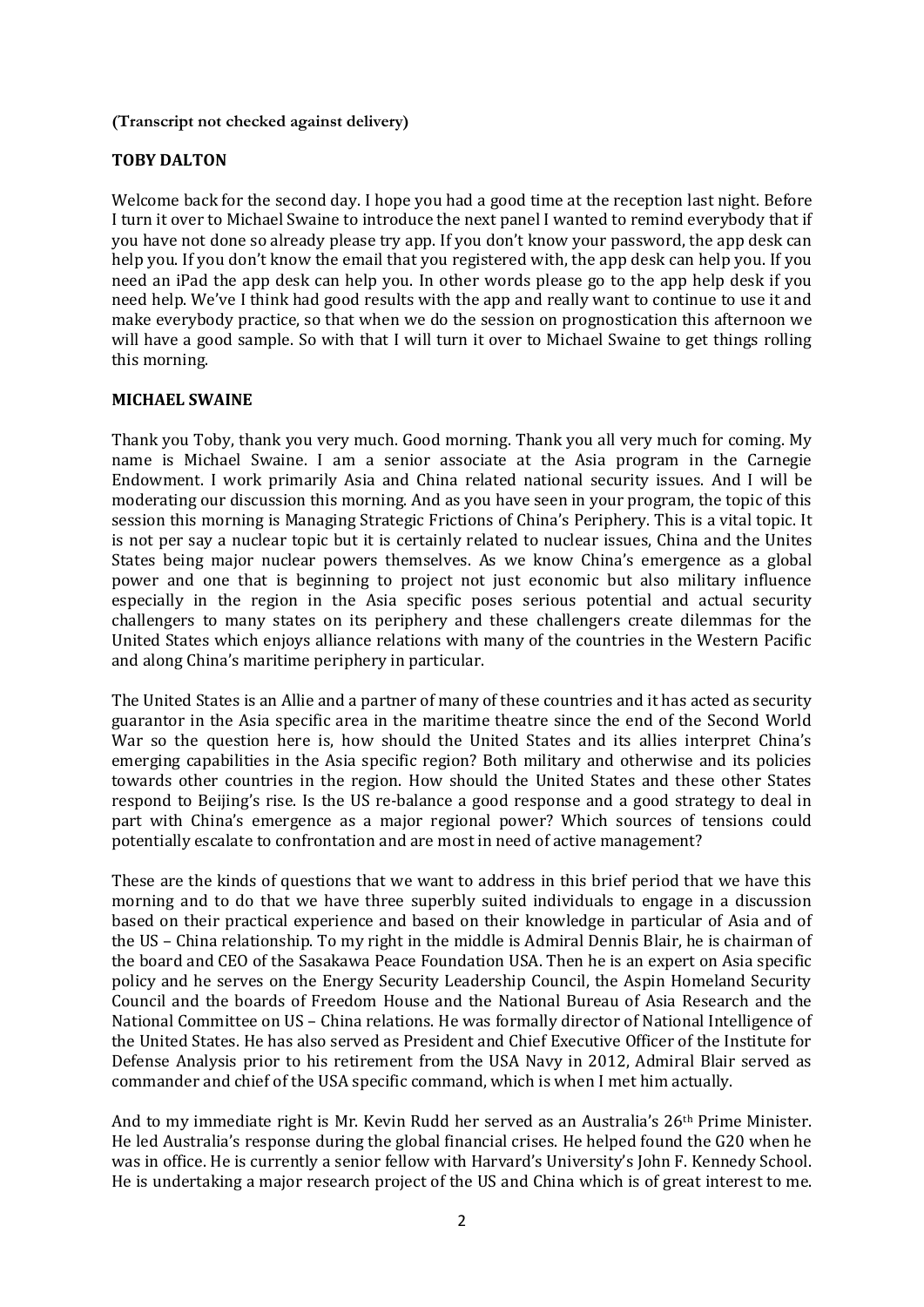**(Transcript not checked against delivery)**

**TOBY DALTON**

Welcome back for the second day. I hope you had a good time at the reception last night. Before I turn it over to Michael Swaine to introduce the next panel I wanted to remind everybody that if you have not done so already please try app. If you don't know your password, the app desk can help you. If you don't know the email that you registered with, the app desk can help you. If you need an iPad the app desk can help you. In other words please go to the app help desk if you need help. We've I think had good results with the app and really want to continue to use it and make everybody practice, so that when we do the session on prognostication this afternoon we will have a good sample. So with that I will turn it over to Michael Swaine to get things rolling this morning.

**MICHAEL SWAINE**

Thank you Toby, thank you very much. Good morning. Thank you all very much for coming. My name is Michael Swaine. I am a senior associate at the Asia program in the Carnegie Endowment. I work primarily Asia and China related national security issues. And I will be moderating our discussion this morning. And as you have seen in your program, the topic of this session this morning is Managing Strategic Frictions of China's Periphery. This is a vital topic. It is not per say a nuclear topic but it is certainly related to nuclear issues, China and the Unites States being major nuclear powers themselves. As we know China's emergence as a global power and one that is beginning to project not just economic but also military influence especially in the region in the Asia specific poses serious potential and actual security challengers to many states on its periphery and these challengers create dilemmas for the United States which enjoys alliance relations with many of the countries in the Western Pacific and along China's maritime periphery in particular.

The United States is an Allie and a partner of many of these countries and it has acted as security guarantor in the Asia specific area in the maritime theatre since the end of the Second World War so the question here is, how should the United States and its allies interpret China's emerging capabilities in the Asia specific region? Both military and otherwise and its policies towards other countries in the region. How should the United States and these other States respond to Beijing's rise. Is the US re-balance a good response and a good strategy to deal in part with China's emergence as a major regional power? Which sources of tensions could potentially escalate to confrontation and are most in need of active management?

These are the kinds of questions that we want to address in this brief period that we have this morning and to do that we have three superbly suited individuals to engage in a discussion based on their practical experience and based on their knowledge in particular of Asia and of the US – China relationship. To my right in the middle is Admiral Dennis Blair, he is chairman of the board and CEO of the Sasakawa Peace Foundation USA. Then he is an expert on Asia specific policy and he serves on the Energy Security Leadership Council, the Aspin Homeland Security Council and the boards of Freedom House and the National Bureau of Asia Research and the National Committee on US – China relations. He was formally director of National Intelligence of the United States. He has also served as President and Chief Executive Officer of the Institute for Defense Analysis prior to his retirement from the USA Navy in 2012, Admiral Blair served as commander and chief of the USA specific command, which is when I met him actually.

And to my immediate right is Mr. Kevin Rudd her served as an Australia's 26th Prime Minister. He led Australia's response during the global financial crises. He helped found the G20 when he was in office. He is currently a senior fellow with Harvard's University's John F. Kennedy School. He is undertaking a major research project of the US and China which is of great interest to me.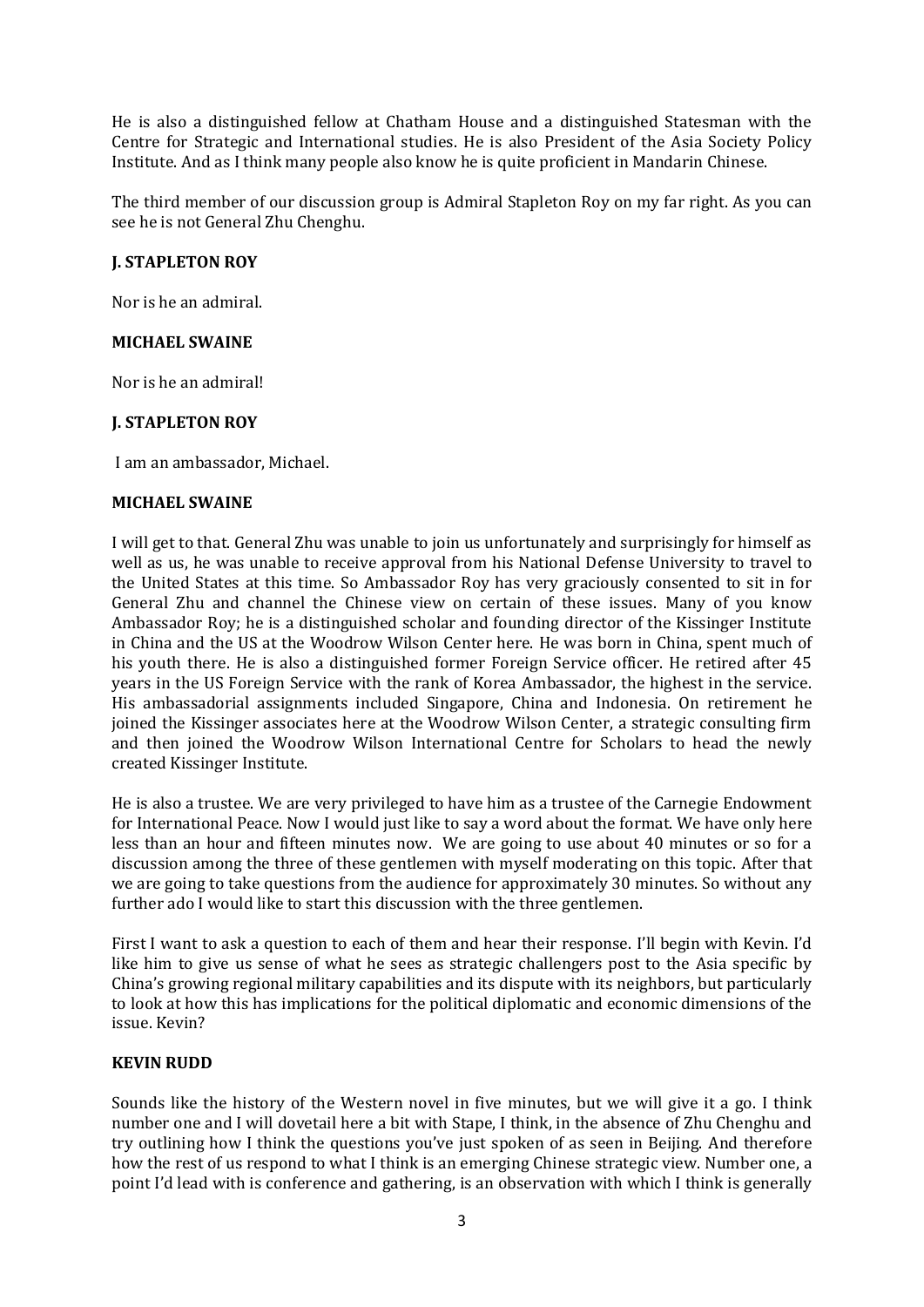He is also a distinguished fellow at Chatham House and a distinguished Statesman with the Centre for Strategic and International studies. He is also President of the Asia Society Policy Institute. And as I think many people also know he is quite proficient in Mandarin Chinese.

The third member of our discussion group is Admiral Stapleton Roy on my far right. As you can see he is not General Zhu Chenghu.

**J. STAPLETON ROY**

Nor is he an admiral.

**MICHAEL SWAINE**

Nor is he an admiral!

**J. STAPLETON ROY**

I am an ambassador, Michael.

**MICHAEL SWAINE**

I will get to that. General Zhu was unable to join us unfortunately and surprisingly for himself as well as us, he was unable to receive approval from his National Defense University to travel to the United States at this time. So Ambassador Roy has very graciously consented to sit in for General Zhu and channel the Chinese view on certain of these issues. Many of you know Ambassador Roy; he is a distinguished scholar and founding director of the Kissinger Institute in China and the US at the Woodrow Wilson Center here. He was born in China, spent much of his youth there. He is also a distinguished former Foreign Service officer. He retired after 45 years in the US Foreign Service with the rank of Korea Ambassador, the highest in the service. His ambassadorial assignments included Singapore, China and Indonesia. On retirement he joined the Kissinger associates here at the Woodrow Wilson Center, a strategic consulting firm and then joined the Woodrow Wilson International Centre for Scholars to head the newly created Kissinger Institute.

He is also a trustee. We are very privileged to have him as a trustee of the Carnegie Endowment for International Peace. Now I would just like to say a word about the format. We have only here less than an hour and fifteen minutes now. We are going to use about 40 minutes or so for a discussion among the three of these gentlemen with myself moderating on this topic. After that we are going to take questions from the audience for approximately 30 minutes. So without any further ado I would like to start this discussion with the three gentlemen.

First I want to ask a question to each of them and hear their response. I'll begin with Kevin. I'd like him to give us sense of what he sees as strategic challengers post to the Asia specific by China's growing regional military capabilities and its dispute with its neighbors, but particularly to look at how this has implications for the political diplomatic and economic dimensions of the issue. Kevin?

**KEVIN RUDD**

Sounds like the history of the Western novel in five minutes, but we will give it a go. I think number one and I will dovetail here a bit with Stape, I think, in the absence of Zhu Chenghu and try outlining how I think the questions you've just spoken of as seen in Beijing. And therefore how the rest of us respond to what I think is an emerging Chinese strategic view. Number one, a point I'd lead with is conference and gathering, is an observation with which I think is generally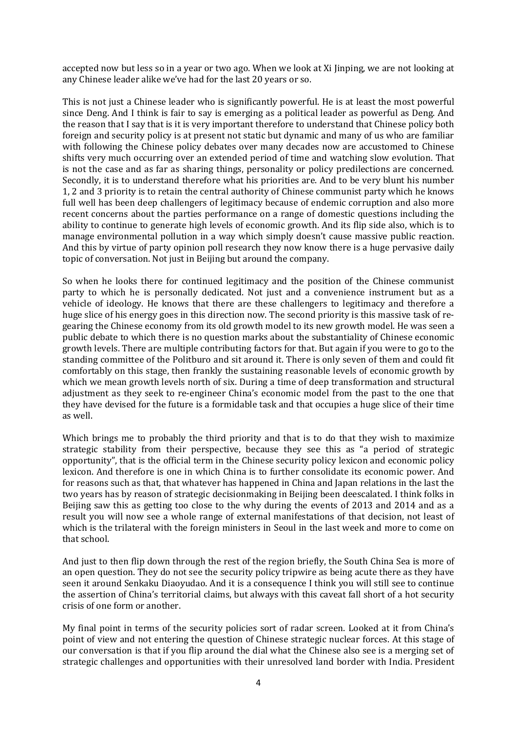accepted now but less so in a year or two ago. When we look at Xi Jinping, we are not looking at any Chinese leader alike we've had for the last 20 years or so.

This is not just a Chinese leader who is significantly powerful. He is at least the most powerful since Deng. And I think is fair to say is emerging as a political leader as powerful as Deng. And the reason that I say that is it is very important therefore to understand that Chinese policy both foreign and security policy is at present not static but dynamic and many of us who are familiar with following the Chinese policy debates over many decades now are accustomed to Chinese shifts very much occurring over an extended period of time and watching slow evolution. That is not the case and as far as sharing things, personality or policy predilections are concerned. Secondly, it is to understand therefore what his priorities are. And to be very blunt his number 1, 2 and 3 priority is to retain the central authority of Chinese communist party which he knows full well has been deep challengers of legitimacy because of endemic corruption and also more recent concerns about the parties performance on a range of domestic questions including the ability to continue to generate high levels of economic growth. And its flip side also, which is to manage environmental pollution in a way which simply doesn't cause massive public reaction. And this by virtue of party opinion poll research they now know there is a huge pervasive daily topic of conversation. Not just in Beijing but around the company.

So when he looks there for continued legitimacy and the position of the Chinese communist party to which he is personally dedicated. Not just and a convenience instrument but as a vehicle of ideology. He knows that there are these challengers to legitimacy and therefore a huge slice of his energy goes in this direction now. The second priority is this massive task of re-gearing the Chinese economy from its old growth model to its new growth model. He was seen a public debate to which there is no question marks about the substantiality of Chinese economic growth levels. There are multiple contributing factors for that. But again if you were to go to the standing committee of the Politburo and sit around it. There is only seven of them and could fit comfortably on this stage, then frankly the sustaining reasonable levels of economic growth by which we mean growth levels north of six. During a time of deep transformation and structural adjustment as they seek to re-engineer China's economic model from the past to the one that they have devised for the future is a formidable task and that occupies a huge slice of their time as well.

Which brings me to probably the third priority and that is to do that they wish to maximize strategic stability from their perspective, because they see this as "a period of strategic opportunity", that is the official term in the Chinese security policy lexicon and economic policy lexicon. And therefore is one in which China is to further consolidate its economic power. And for reasons such as that, that whatever has happened in China and Japan relations in the last the two years has by reason of strategic decisionmaking in Beijing been deescalated. I think folks in Beijing saw this as getting too close to the why during the events of 2013 and 2014 and as a result you will now see a whole range of external manifestations of that decision, not least of which is the trilateral with the foreign ministers in Seoul in the last week and more to come on that school.

And just to then flip down through the rest of the region briefly, the South China Sea is more of an open question. They do not see the security policy tripwire as being acute there as they have seen it around Senkaku Diaoyudao. And it is a consequence I think you will still see to continue the assertion of China's territorial claims, but always with this caveat fall short of a hot security crisis of one form or another.

My final point in terms of the security policies sort of radar screen. Looked at it from China's point of view and not entering the question of Chinese strategic nuclear forces. At this stage of our conversation is that if you flip around the dial what the Chinese also see is a merging set of strategic challenges and opportunities with their unresolved land border with India. President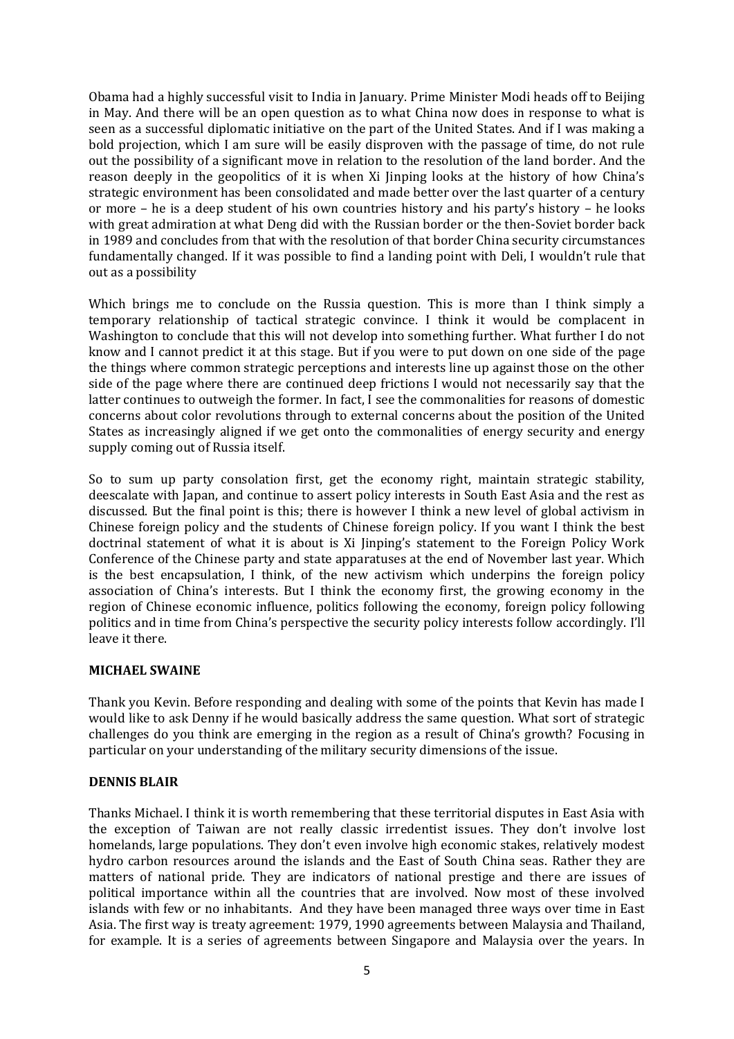Obama had a highly successful visit to India in January. Prime Minister Modi heads off to Beijing in May. And there will be an open question as to what China now does in response to what is seen as a successful diplomatic initiative on the part of the United States. And if I was making a bold projection, which I am sure will be easily disproven with the passage of time, do not rule out the possibility of a significant move in relation to the resolution of the land border. And the reason deeply in the geopolitics of it is when Xi Jinping looks at the history of how China's strategic environment has been consolidated and made better over the last quarter of a century or more – he is a deep student of his own countries history and his party's history – he looks with great admiration at what Deng did with the Russian border or the then-Soviet border back in 1989 and concludes from that with the resolution of that border China security circumstances fundamentally changed. If it was possible to find a landing point with Deli, I wouldn't rule that out as a possibility

Which brings me to conclude on the Russia question. This is more than I think simply a temporary relationship of tactical strategic convince. I think it would be complacent in Washington to conclude that this will not develop into something further. What further I do not know and I cannot predict it at this stage. But if you were to put down on one side of the page the things where common strategic perceptions and interests line up against those on the other side of the page where there are continued deep frictions I would not necessarily say that the latter continues to outweigh the former. In fact, I see the commonalities for reasons of domestic concerns about color revolutions through to external concerns about the position of the United States as increasingly aligned if we get onto the commonalities of energy security and energy supply coming out of Russia itself.

So to sum up party consolation first, get the economy right, maintain strategic stability, deescalate with Japan, and continue to assert policy interests in South East Asia and the rest as discussed. But the final point is this; there is however I think a new level of global activism in Chinese foreign policy and the students of Chinese foreign policy. If you want I think the best doctrinal statement of what it is about is Xi Jinping's statement to the Foreign Policy Work Conference of the Chinese party and state apparatuses at the end of November last year. Which is the best encapsulation, I think, of the new activism which underpins the foreign policy association of China's interests. But I think the economy first, the growing economy in the region of Chinese economic influence, politics following the economy, foreign policy following politics and in time from China's perspective the security policy interests follow accordingly. I'll leave it there.

**MICHAEL SWAINE**

Thank you Kevin. Before responding and dealing with some of the points that Kevin has made I would like to ask Denny if he would basically address the same question. What sort of strategic challenges do you think are emerging in the region as a result of China's growth? Focusing in particular on your understanding of the military security dimensions of the issue.

**DENNIS BLAIR**

Thanks Michael. I think it is worth remembering that these territorial disputes in East Asia with the exception of Taiwan are not really classic irredentist issues. They don't involve lost homelands, large populations. They don't even involve high economic stakes, relatively modest hydro carbon resources around the islands and the East of South China seas. Rather they are matters of national pride. They are indicators of national prestige and there are issues of political importance within all the countries that are involved. Now most of these involved islands with few or no inhabitants. And they have been managed three ways over time in East Asia. The first way is treaty agreement: 1979, 1990 agreements between Malaysia and Thailand, for example. It is a series of agreements between Singapore and Malaysia over the years. In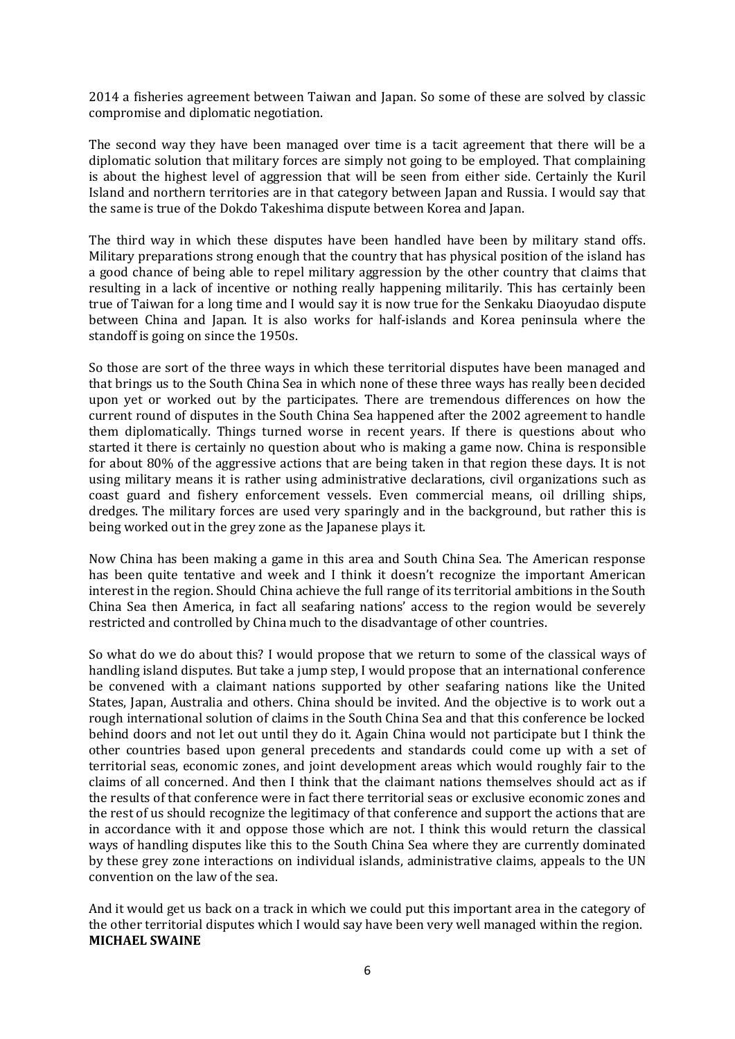2014 a fisheries agreement between Taiwan and Japan. So some of these are solved by classic compromise and diplomatic negotiation.

The second way they have been managed over time is a tacit agreement that there will be a diplomatic solution that military forces are simply not going to be employed. That complaining is about the highest level of aggression that will be seen from either side. Certainly the Kuril Island and northern territories are in that category between Japan and Russia. I would say that the same is true of the Dokdo Takeshima dispute between Korea and Japan.

The third way in which these disputes have been handled have been by military stand offs. Military preparations strong enough that the country that has physical position of the island has a good chance of being able to repel military aggression by the other country that claims that resulting in a lack of incentive or nothing really happening militarily. This has certainly been true of Taiwan for a long time and I would say it is now true for the Senkaku Diaoyudao dispute between China and Japan. It is also works for half-islands and Korea peninsula where the standoff is going on since the 1950s.

So those are sort of the three ways in which these territorial disputes have been managed and that brings us to the South China Sea in which none of these three ways has really been decided upon yet or worked out by the participates. There are tremendous differences on how the current round of disputes in the South China Sea happened after the 2002 agreement to handle them diplomatically. Things turned worse in recent years. If there is questions about who started it there is certainly no question about who is making a game now. China is responsible for about 80% of the aggressive actions that are being taken in that region these days. It is not using military means it is rather using administrative declarations, civil organizations such as coast guard and fishery enforcement vessels. Even commercial means, oil drilling ships, dredges. The military forces are used very sparingly and in the background, but rather this is being worked out in the grey zone as the Japanese plays it.

Now China has been making a game in this area and South China Sea. The American response has been quite tentative and week and I think it doesn't recognize the important American interest in the region. Should China achieve the full range of its territorial ambitions in the South China Sea then America, in fact all seafaring nations' access to the region would be severely restricted and controlled by China much to the disadvantage of other countries.

So what do we do about this? I would propose that we return to some of the classical ways of handling island disputes. But take a jump step, I would propose that an international conference be convened with a claimant nations supported by other seafaring nations like the United States, Japan, Australia and others. China should be invited. And the objective is to work out a rough international solution of claims in the South China Sea and that this conference be locked behind doors and not let out until they do it. Again China would not participate but I think the other countries based upon general precedents and standards could come up with a set of territorial seas, economic zones, and joint development areas which would roughly fair to the claims of all concerned. And then I think that the claimant nations themselves should act as if the results of that conference were in fact there territorial seas or exclusive economic zones and the rest of us should recognize the legitimacy of that conference and support the actions that are in accordance with it and oppose those which are not. I think this would return the classical ways of handling disputes like this to the South China Sea where they are currently dominated by these grey zone interactions on individual islands, administrative claims, appeals to the UN convention on the law of the sea.

And it would get us back on a track in which we could put this important area in the category of the other territorial disputes which I would say have been very well managed within the region.

**MICHAEL SWAINE**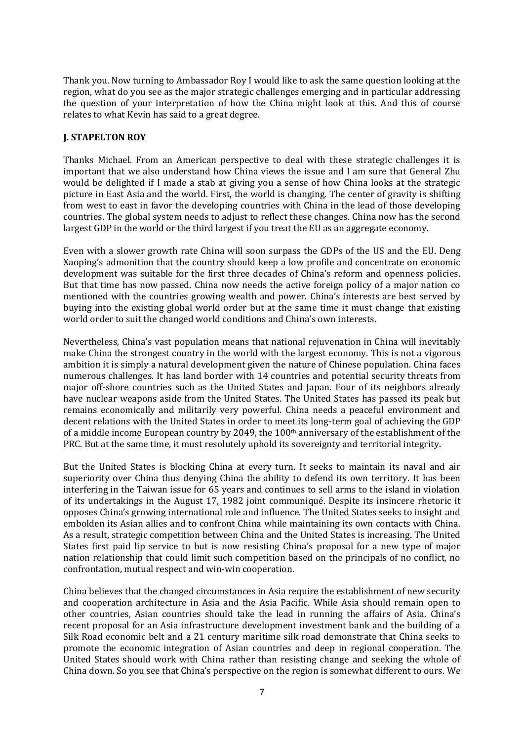Thank you. Now turning to Ambassador Roy I would like to ask the same question looking at the region, what do you see as the major strategic challenges emerging and in particular addressing the question of your interpretation of how the China might look at this. And this of course relates to what Kevin has said to a great degree.

**J. STAPELTON ROY**

Thanks Michael. From an American perspective to deal with these strategic challenges it is important that we also understand how China views the issue and I am sure that General Zhu would be delighted if I made a stab at giving you a sense of how China looks at the strategic picture in East Asia and the world. First, the world is changing. The center of gravity is shifting from west to east in favor the developing countries with China in the lead of those developing countries. The global system needs to adjust to reflect these changes. China now has the second largest GDP in the world or the third largest if you treat the EU as an aggregate economy.

Even with a slower growth rate China will soon surpass the GDPs of the US and the EU. Deng Xaoping's admonition that the country should keep a low profile and concentrate on economic development was suitable for the first three decades of China's reform and openness policies. But that time has now passed. China now needs the active foreign policy of a major nation co mentioned with the countries growing wealth and power. China's interests are best served by buying into the existing global world order but at the same time it must change that existing world order to suit the changed world conditions and China's own interests.

Nevertheless, China's vast population means that national rejuvenation in China will inevitably make China the strongest country in the world with the largest economy. This is not a vigorous ambition it is simply a natural development given the nature of Chinese population. China faces numerous challenges. It has land border with 14 countries and potential security threats from major off-shore countries such as the United States and Japan. Four of its neighbors already have nuclear weapons aside from the United States. The United States has passed its peak but remains economically and militarily very powerful. China needs a peaceful environment and decent relations with the United States in order to meet its long-term goal of achieving the GDP of a middle income European country by 2049, the 100th anniversary of the establishment of the PRC. But at the same time, it must resolutely uphold its sovereignty and territorial integrity.

But the United States is blocking China at every turn. It seeks to maintain its naval and air superiority over China thus denying China the ability to defend its own territory. It has been interfering in the Taiwan issue for 65 years and continues to sell arms to the island in violation of its undertakings in the August 17, 1982 joint communiqué. Despite its insincere rhetoric it opposes China's growing international role and influence. The United States seeks to insight and embolden its Asian allies and to confront China while maintaining its own contacts with China. As a result, strategic competition between China and the United States is increasing. The United States first paid lip service to but is now resisting China's proposal for a new type of major nation relationship that could limit such competition based on the principals of no conflict, no confrontation, mutual respect and win-win cooperation.

China believes that the changed circumstances in Asia require the establishment of new security and cooperation architecture in Asia and the Asia Pacific. While Asia should remain open to other countries, Asian countries should take the lead in running the affairs of Asia. China's recent proposal for an Asia infrastructure development investment bank and the building of a Silk Road economic belt and a 21 century maritime silk road demonstrate that China seeks to promote the economic integration of Asian countries and deep in regional cooperation. The United States should work with China rather than resisting change and seeking the whole of China down. So you see that China's perspective on the region is somewhat different to ours. We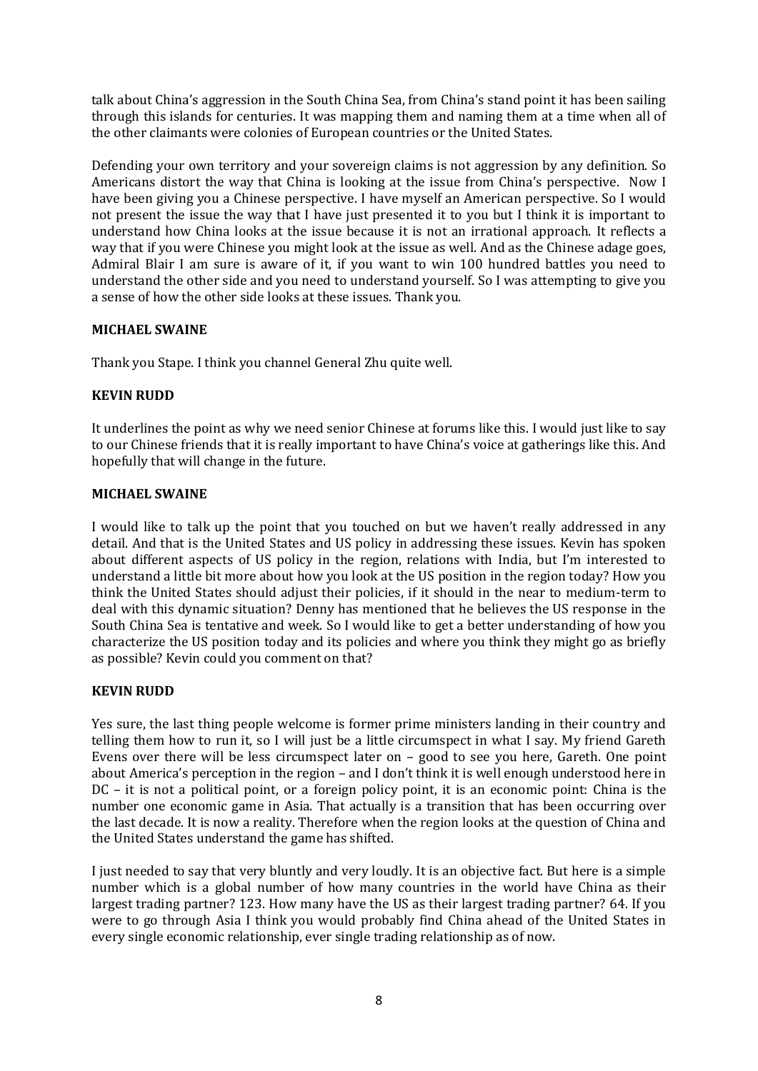talk about China's aggression in the South China Sea, from China's stand point it has been sailing through this islands for centuries. It was mapping them and naming them at a time when all of the other claimants were colonies of European countries or the United States.

Defending your own territory and your sovereign claims is not aggression by any definition. So Americans distort the way that China is looking at the issue from China's perspective. Now I have been giving you a Chinese perspective. I have myself an American perspective. So I would not present the issue the way that I have just presented it to you but I think it is important to understand how China looks at the issue because it is not an irrational approach. It reflects a way that if you were Chinese you might look at the issue as well. And as the Chinese adage goes, Admiral Blair I am sure is aware of it, if you want to win 100 hundred battles you need to understand the other side and you need to understand yourself. So I was attempting to give you a sense of how the other side looks at these issues. Thank you.

**MICHAEL SWAINE**

Thank you Stape. I think you channel General Zhu quite well.

**KEVIN RUDD**

It underlines the point as why we need senior Chinese at forums like this. I would just like to say to our Chinese friends that it is really important to have China's voice at gatherings like this. And hopefully that will change in the future.

**MICHAEL SWAINE**

I would like to talk up the point that you touched on but we haven't really addressed in any detail. And that is the United States and US policy in addressing these issues. Kevin has spoken about different aspects of US policy in the region, relations with India, but I'm interested to understand a little bit more about how you look at the US position in the region today? How you think the United States should adjust their policies, if it should in the near to medium-term to deal with this dynamic situation? Denny has mentioned that he believes the US response in the South China Sea is tentative and week. So I would like to get a better understanding of how you characterize the US position today and its policies and where you think they might go as briefly as possible? Kevin could you comment on that?

**KEVIN RUDD**

Yes sure, the last thing people welcome is former prime ministers landing in their country and telling them how to run it, so I will just be a little circumspect in what I say. My friend Gareth Evens over there will be less circumspect later on – good to see you here, Gareth. One point about America's perception in the region – and I don't think it is well enough understood here in DC – it is not a political point, or a foreign policy point, it is an economic point: China is the number one economic game in Asia. That actually is a transition that has been occurring over the last decade. It is now a reality. Therefore when the region looks at the question of China and the United States understand the game has shifted.

I just needed to say that very bluntly and very loudly. It is an objective fact. But here is a simple number which is a global number of how many countries in the world have China as their largest trading partner? 123. How many have the US as their largest trading partner? 64. If you were to go through Asia I think you would probably find China ahead of the United States in every single economic relationship, ever single trading relationship as of now.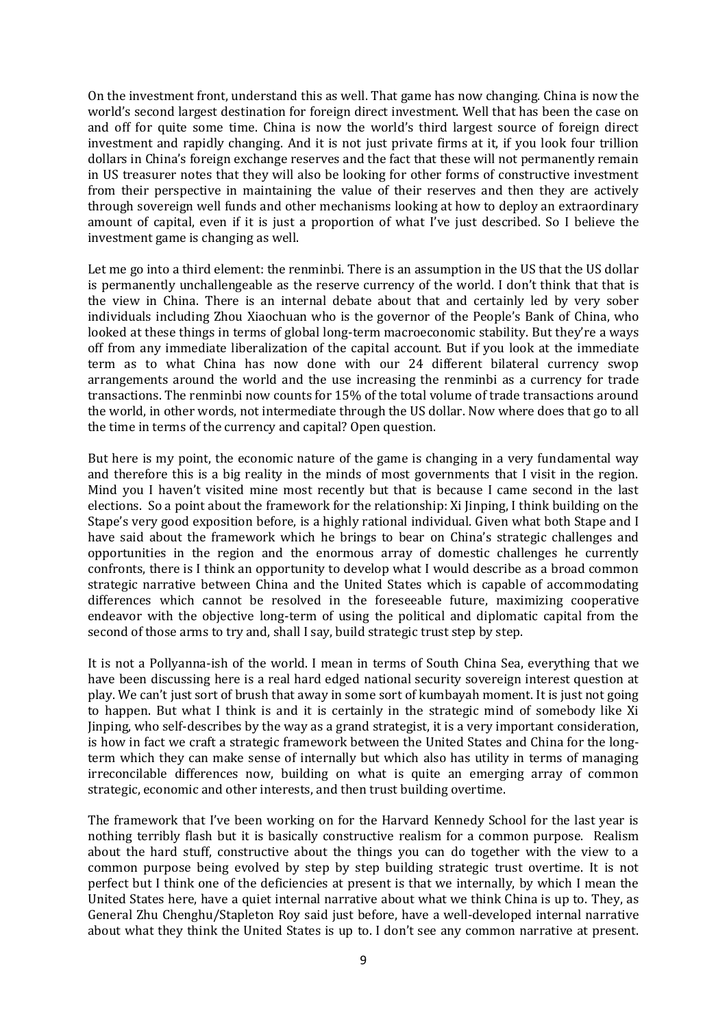On the investment front, understand this as well. That game has now changing. China is now the world's second largest destination for foreign direct investment. Well that has been the case on and off for quite some time. China is now the world's third largest source of foreign direct investment and rapidly changing. And it is not just private firms at it, if you look four trillion dollars in China's foreign exchange reserves and the fact that these will not permanently remain in US treasurer notes that they will also be looking for other forms of constructive investment from their perspective in maintaining the value of their reserves and then they are actively through sovereign well funds and other mechanisms looking at how to deploy an extraordinary amount of capital, even if it is just a proportion of what I've just described. So I believe the investment game is changing as well.

Let me go into a third element: the renminbi. There is an assumption in the US that the US dollar is permanently unchallengeable as the reserve currency of the world. I don't think that that is the view in China. There is an internal debate about that and certainly led by very sober individuals including Zhou Xiaochuan who is the governor of the People's Bank of China, who looked at these things in terms of global long-term macroeconomic stability. But they're a ways off from any immediate liberalization of the capital account. But if you look at the immediate term as to what China has now done with our 24 different bilateral currency swop arrangements around the world and the use increasing the renminbi as a currency for trade transactions. The renminbi now counts for 15% of the total volume of trade transactions around the world, in other words, not intermediate through the US dollar. Now where does that go to all the time in terms of the currency and capital? Open question.

But here is my point, the economic nature of the game is changing in a very fundamental way and therefore this is a big reality in the minds of most governments that I visit in the region. Mind you I haven't visited mine most recently but that is because I came second in the last elections. So a point about the framework for the relationship: Xi Jinping, I think building on the Stape's very good exposition before, is a highly rational individual. Given what both Stape and I have said about the framework which he brings to bear on China's strategic challenges and opportunities in the region and the enormous array of domestic challenges he currently confronts, there is I think an opportunity to develop what I would describe as a broad common strategic narrative between China and the United States which is capable of accommodating differences which cannot be resolved in the foreseeable future, maximizing cooperative endeavor with the objective long-term of using the political and diplomatic capital from the second of those arms to try and, shall I say, build strategic trust step by step.

It is not a Pollyanna-ish of the world. I mean in terms of South China Sea, everything that we have been discussing here is a real hard edged national security sovereign interest question at play. We can't just sort of brush that away in some sort of kumbayah moment. It is just not going to happen. But what I think is and it is certainly in the strategic mind of somebody like Xi Jinping, who self-describes by the way as a grand strategist, it is a very important consideration, is how in fact we craft a strategic framework between the United States and China for the long-term which they can make sense of internally but which also has utility in terms of managing irreconcilable differences now, building on what is quite an emerging array of common strategic, economic and other interests, and then trust building overtime.

The framework that I've been working on for the Harvard Kennedy School for the last year is nothing terribly flash but it is basically constructive realism for a common purpose. Realism about the hard stuff, constructive about the things you can do together with the view to a common purpose being evolved by step by step building strategic trust overtime. It is not perfect but I think one of the deficiencies at present is that we internally, by which I mean the United States here, have a quiet internal narrative about what we think China is up to. They, as General Zhu Chenghu/Stapleton Roy said just before, have a well-developed internal narrative about what they think the United States is up to. I don't see any common narrative at present.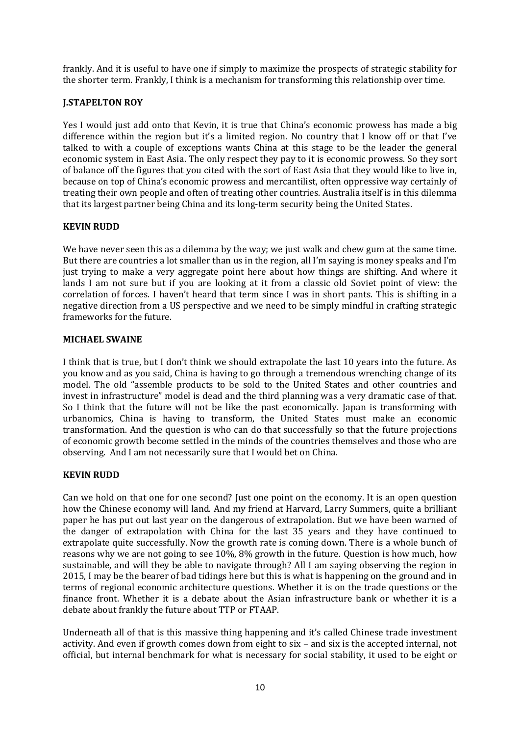frankly. And it is useful to have one if simply to maximize the prospects of strategic stability for the shorter term. Frankly, I think is a mechanism for transforming this relationship over time.

**J.STAPELTON ROY**

Yes I would just add onto that Kevin, it is true that China's economic prowess has made a big difference within the region but it's a limited region. No country that I know off or that I've talked to with a couple of exceptions wants China at this stage to be the leader the general economic system in East Asia. The only respect they pay to it is economic prowess. So they sort of balance off the figures that you cited with the sort of East Asia that they would like to live in, because on top of China's economic prowess and mercantilist, often oppressive way certainly of treating their own people and often of treating other countries. Australia itself is in this dilemma that its largest partner being China and its long-term security being the United States.

**KEVIN RUDD**

We have never seen this as a dilemma by the way; we just walk and chew gum at the same time. But there are countries a lot smaller than us in the region, all I'm saying is money speaks and I'm just trying to make a very aggregate point here about how things are shifting. And where it lands I am not sure but if you are looking at it from a classic old Soviet point of view: the correlation of forces. I haven't heard that term since I was in short pants. This is shifting in a negative direction from a US perspective and we need to be simply mindful in crafting strategic frameworks for the future.

**MICHAEL SWAINE**

I think that is true, but I don't think we should extrapolate the last 10 years into the future. As you know and as you said, China is having to go through a tremendous wrenching change of its model. The old "assemble products to be sold to the United States and other countries and invest in infrastructure" model is dead and the third planning was a very dramatic case of that. So I think that the future will not be like the past economically. Japan is transforming with urbanomics, China is having to transform, the United States must make an economic transformation. And the question is who can do that successfully so that the future projections of economic growth become settled in the minds of the countries themselves and those who are observing. And I am not necessarily sure that I would bet on China.

**KEVIN RUDD**

Can we hold on that one for one second? Just one point on the economy. It is an open question how the Chinese economy will land. And my friend at Harvard, Larry Summers, quite a brilliant paper he has put out last year on the dangerous of extrapolation. But we have been warned of the danger of extrapolation with China for the last 35 years and they have continued to extrapolate quite successfully. Now the growth rate is coming down. There is a whole bunch of reasons why we are not going to see 10%, 8% growth in the future. Question is how much, how sustainable, and will they be able to navigate through? All I am saying observing the region in 2015, I may be the bearer of bad tidings here but this is what is happening on the ground and in terms of regional economic architecture questions. Whether it is on the trade questions or the finance front. Whether it is a debate about the Asian infrastructure bank or whether it is a debate about frankly the future about TTP or FTAAP.

Underneath all of that is this massive thing happening and it's called Chinese trade investment activity. And even if growth comes down from eight to six – and six is the accepted internal, not official, but internal benchmark for what is necessary for social stability, it used to be eight or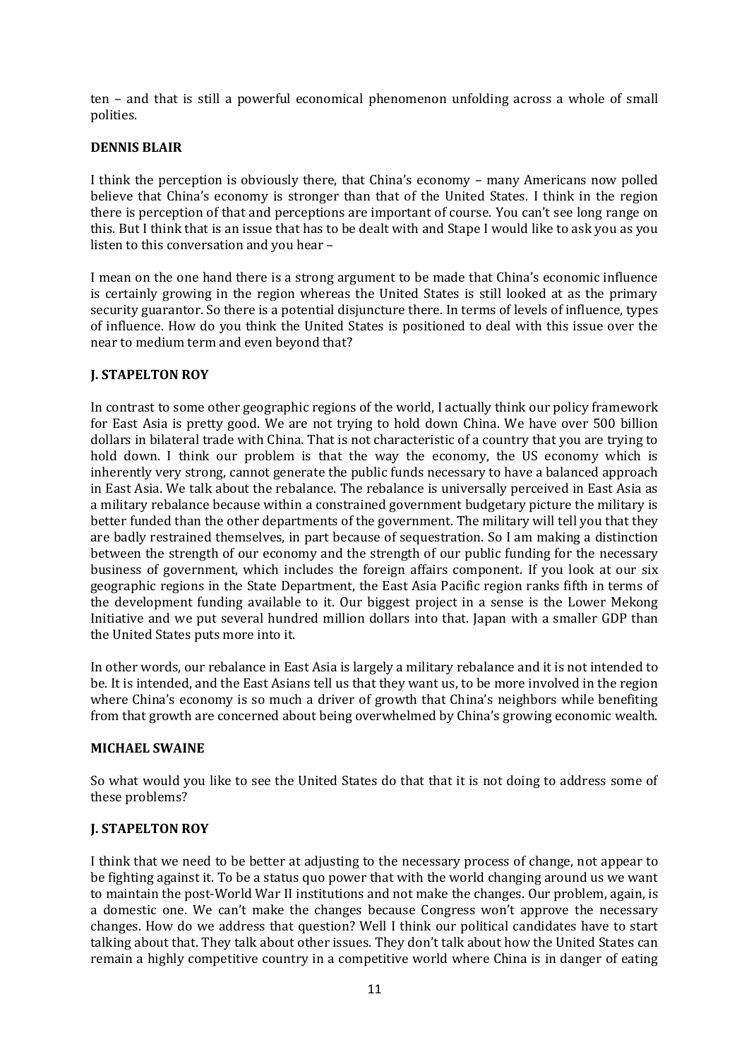ten – and that is still a powerful economical phenomenon unfolding across a whole of small polities.

**DENNIS BLAIR**

I think the perception is obviously there, that China's economy – many Americans now polled believe that China's economy is stronger than that of the United States. I think in the region there is perception of that and perceptions are important of course. You can't see long range on this. But I think that is an issue that has to be dealt with and Stape I would like to ask you as you listen to this conversation and you hear –

I mean on the one hand there is a strong argument to be made that China's economic influence is certainly growing in the region whereas the United States is still looked at as the primary security guarantor. So there is a potential disjuncture there. In terms of levels of influence, types of influence. How do you think the United States is positioned to deal with this issue over the near to medium term and even beyond that?

**J. STAPELTON ROY**

In contrast to some other geographic regions of the world, I actually think our policy framework for East Asia is pretty good. We are not trying to hold down China. We have over 500 billion dollars in bilateral trade with China. That is not characteristic of a country that you are trying to hold down. I think our problem is that the way the economy, the US economy which is inherently very strong, cannot generate the public funds necessary to have a balanced approach in East Asia. We talk about the rebalance. The rebalance is universally perceived in East Asia as a military rebalance because within a constrained government budgetary picture the military is better funded than the other departments of the government. The military will tell you that they are badly restrained themselves, in part because of sequestration. So I am making a distinction between the strength of our economy and the strength of our public funding for the necessary business of government, which includes the foreign affairs component. If you look at our six geographic regions in the State Department, the East Asia Pacific region ranks fifth in terms of the development funding available to it. Our biggest project in a sense is the Lower Mekong Initiative and we put several hundred million dollars into that. Japan with a smaller GDP than the United States puts more into it.

In other words, our rebalance in East Asia is largely a military rebalance and it is not intended to be. It is intended, and the East Asians tell us that they want us, to be more involved in the region where China's economy is so much a driver of growth that China's neighbors while benefiting from that growth are concerned about being overwhelmed by China's growing economic wealth.

**MICHAEL SWAINE**

So what would you like to see the United States do that that it is not doing to address some of these problems?

**J. STAPELTON ROY**

I think that we need to be better at adjusting to the necessary process of change, not appear to be fighting against it. To be a status quo power that with the world changing around us we want to maintain the post-World War II institutions and not make the changes. Our problem, again, is a domestic one. We can't make the changes because Congress won't approve the necessary changes. How do we address that question? Well I think our political candidates have to start talking about that. They talk about other issues. They don't talk about how the United States can remain a highly competitive country in a competitive world where China is in danger of eating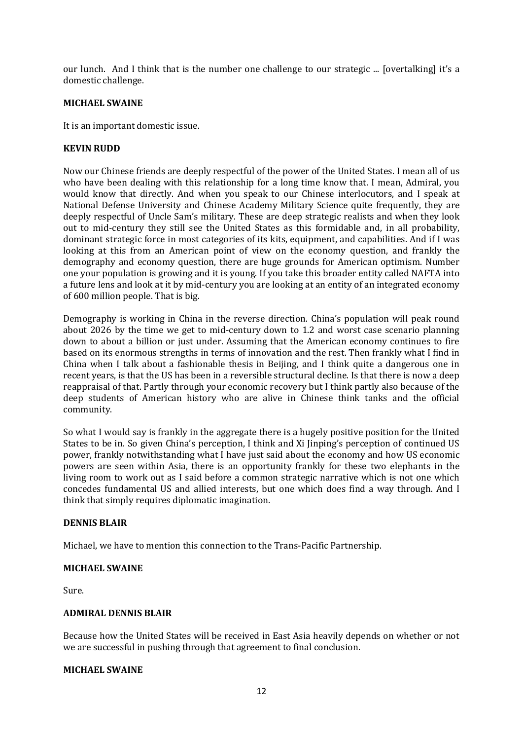our lunch. And I think that is the number one challenge to our strategic ... [overtalking] it's a domestic challenge.

**MICHAEL SWAINE**

It is an important domestic issue.

**KEVIN RUDD**

Now our Chinese friends are deeply respectful of the power of the United States. I mean all of us who have been dealing with this relationship for a long time know that. I mean, Admiral, you would know that directly. And when you speak to our Chinese interlocutors, and I speak at National Defense University and Chinese Academy Military Science quite frequently, they are deeply respectful of Uncle Sam's military. These are deep strategic realists and when they look out to mid-century they still see the United States as this formidable and, in all probability, dominant strategic force in most categories of its kits, equipment, and capabilities. And if I was looking at this from an American point of view on the economy question, and frankly the demography and economy question, there are huge grounds for American optimism. Number one your population is growing and it is young. If you take this broader entity called NAFTA into a future lens and look at it by mid-century you are looking at an entity of an integrated economy of 600 million people. That is big.

Demography is working in China in the reverse direction. China's population will peak round about 2026 by the time we get to mid-century down to 1.2 and worst case scenario planning down to about a billion or just under. Assuming that the American economy continues to fire based on its enormous strengths in terms of innovation and the rest. Then frankly what I find in China when I talk about a fashionable thesis in Beijing, and I think quite a dangerous one in recent years, is that the US has been in a reversible structural decline. Is that there is now a deep reappraisal of that. Partly through your economic recovery but I think partly also because of the deep students of American history who are alive in Chinese think tanks and the official community.

So what I would say is frankly in the aggregate there is a hugely positive position for the United States to be in. So given China's perception, I think and Xi Jinping's perception of continued US power, frankly notwithstanding what I have just said about the economy and how US economic powers are seen within Asia, there is an opportunity frankly for these two elephants in the living room to work out as I said before a common strategic narrative which is not one which concedes fundamental US and allied interests, but one which does find a way through. And I think that simply requires diplomatic imagination.

**DENNIS BLAIR**

Michael, we have to mention this connection to the Trans-Pacific Partnership.

**MICHAEL SWAINE**

Sure.

**ADMIRAL DENNIS BLAIR**

Because how the United States will be received in East Asia heavily depends on whether or not we are successful in pushing through that agreement to final conclusion.

**MICHAEL SWAINE**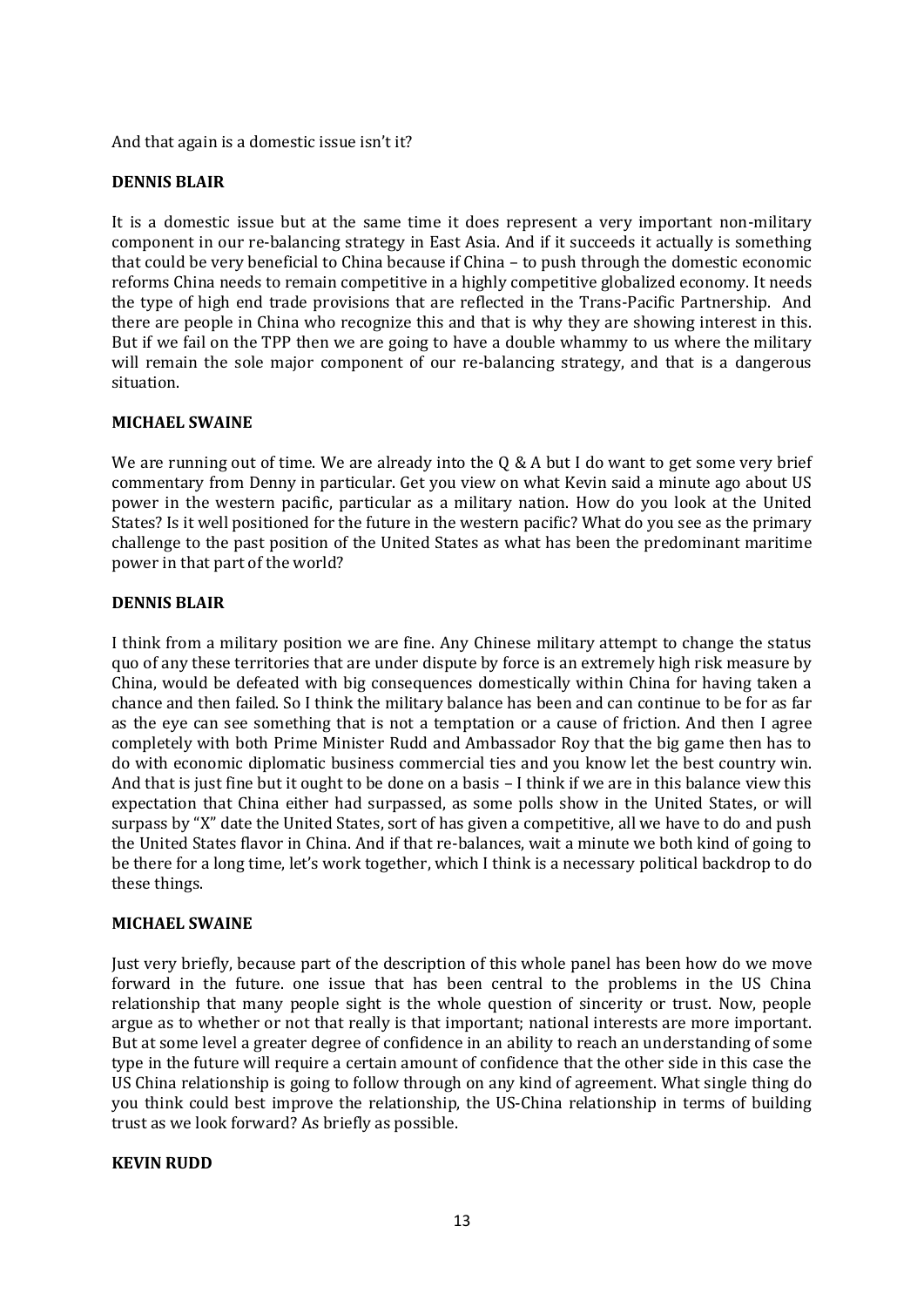And that again is a domestic issue isn't it?

**DENNIS BLAIR**

It is a domestic issue but at the same time it does represent a very important non-military component in our re-balancing strategy in East Asia. And if it succeeds it actually is something that could be very beneficial to China because if China – to push through the domestic economic reforms China needs to remain competitive in a highly competitive globalized economy. It needs the type of high end trade provisions that are reflected in the Trans-Pacific Partnership. And there are people in China who recognize this and that is why they are showing interest in this. But if we fail on the TPP then we are going to have a double whammy to us where the military will remain the sole major component of our re-balancing strategy, and that is a dangerous situation.

**MICHAEL SWAINE**

We are running out of time. We are already into the Q & A but I do want to get some very brief commentary from Denny in particular. Get you view on what Kevin said a minute ago about US power in the western pacific, particular as a military nation. How do you look at the United States? Is it well positioned for the future in the western pacific? What do you see as the primary challenge to the past position of the United States as what has been the predominant maritime power in that part of the world?

**DENNIS BLAIR**

I think from a military position we are fine. Any Chinese military attempt to change the status quo of any these territories that are under dispute by force is an extremely high risk measure by China, would be defeated with big consequences domestically within China for having taken a chance and then failed. So I think the military balance has been and can continue to be for as far as the eye can see something that is not a temptation or a cause of friction. And then I agree completely with both Prime Minister Rudd and Ambassador Roy that the big game then has to do with economic diplomatic business commercial ties and you know let the best country win. And that is just fine but it ought to be done on a basis – I think if we are in this balance view this expectation that China either had surpassed, as some polls show in the United States, or will surpass by "X" date the United States, sort of has given a competitive, all we have to do and push the United States flavor in China. And if that re-balances, wait a minute we both kind of going to be there for a long time, let's work together, which I think is a necessary political backdrop to do these things.

**MICHAEL SWAINE**

Just very briefly, because part of the description of this whole panel has been how do we move forward in the future. one issue that has been central to the problems in the US China relationship that many people sight is the whole question of sincerity or trust. Now, people argue as to whether or not that really is that important; national interests are more important. But at some level a greater degree of confidence in an ability to reach an understanding of some type in the future will require a certain amount of confidence that the other side in this case the US China relationship is going to follow through on any kind of agreement. What single thing do you think could best improve the relationship, the US-China relationship in terms of building trust as we look forward? As briefly as possible.

**KEVIN RUDD**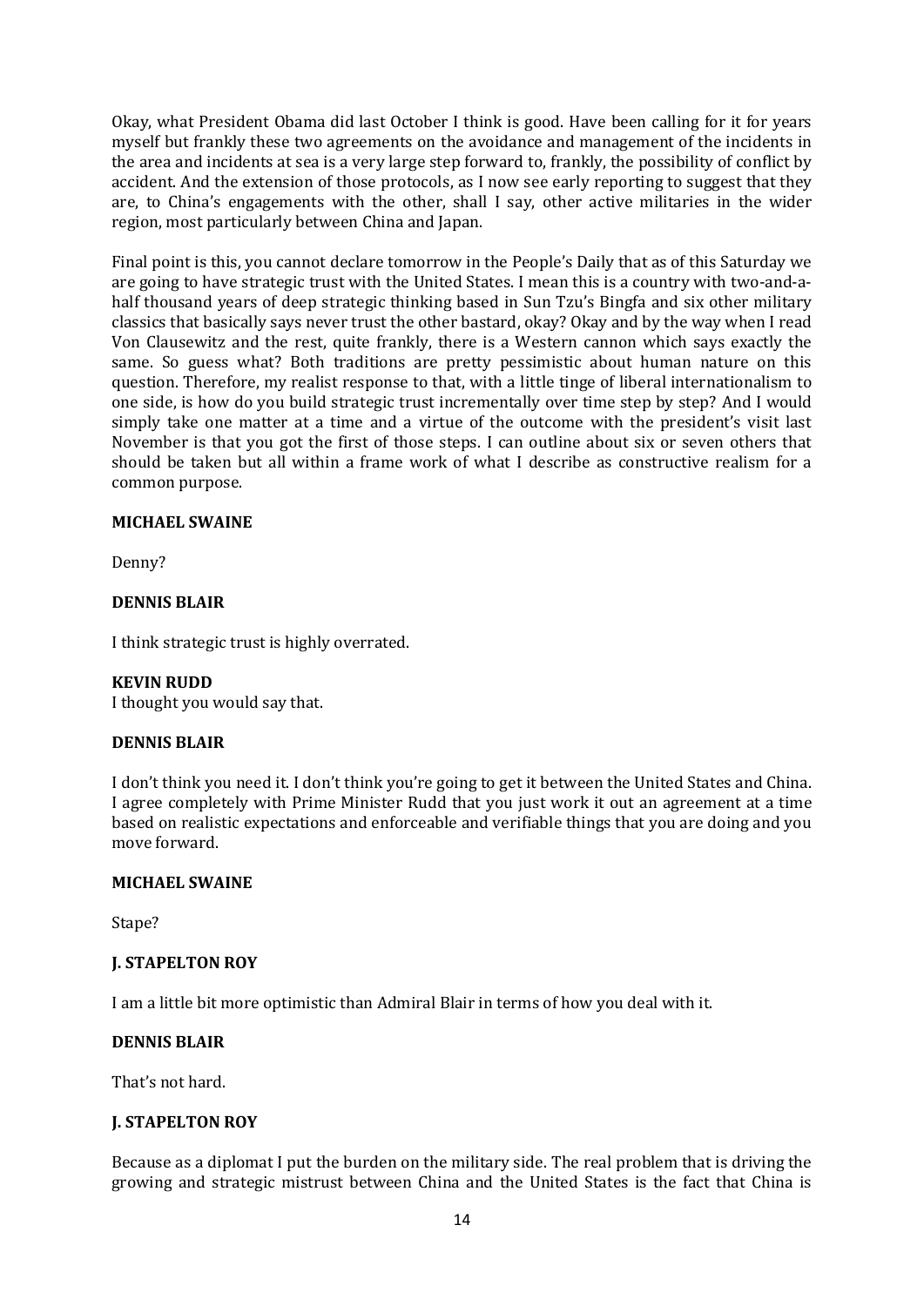Okay, what President Obama did last October I think is good. Have been calling for it for years myself but frankly these two agreements on the avoidance and management of the incidents in the area and incidents at sea is a very large step forward to, frankly, the possibility of conflict by accident. And the extension of those protocols, as I now see early reporting to suggest that they are, to China's engagements with the other, shall I say, other active militaries in the wider region, most particularly between China and Japan.

Final point is this, you cannot declare tomorrow in the People's Daily that as of this Saturday we are going to have strategic trust with the United States. I mean this is a country with two-and-a-half thousand years of deep strategic thinking based in Sun Tzu's Bingfa and six other military classics that basically says never trust the other bastard, okay? Okay and by the way when I read Von Clausewitz and the rest, quite frankly, there is a Western cannon which says exactly the same. So guess what? Both traditions are pretty pessimistic about human nature on this question. Therefore, my realist response to that, with a little tinge of liberal internationalism to one side, is how do you build strategic trust incrementally over time step by step? And I would simply take one matter at a time and a virtue of the outcome with the president's visit last November is that you got the first of those steps. I can outline about six or seven others that should be taken but all within a frame work of what I describe as constructive realism for a common purpose.

**MICHAEL SWAINE**

Denny?

**DENNIS BLAIR**

I think strategic trust is highly overrated.

**KEVIN RUDD**

I thought you would say that.

**DENNIS BLAIR**

I don't think you need it. I don't think you're going to get it between the United States and China. I agree completely with Prime Minister Rudd that you just work it out an agreement at a time based on realistic expectations and enforceable and verifiable things that you are doing and you move forward.

**MICHAEL SWAINE**

Stape?

**J. STAPELTON ROY**

I am a little bit more optimistic than Admiral Blair in terms of how you deal with it.

**DENNIS BLAIR**

That's not hard.

**J. STAPELTON ROY**

Because as a diplomat I put the burden on the military side. The real problem that is driving the growing and strategic mistrust between China and the United States is the fact that China is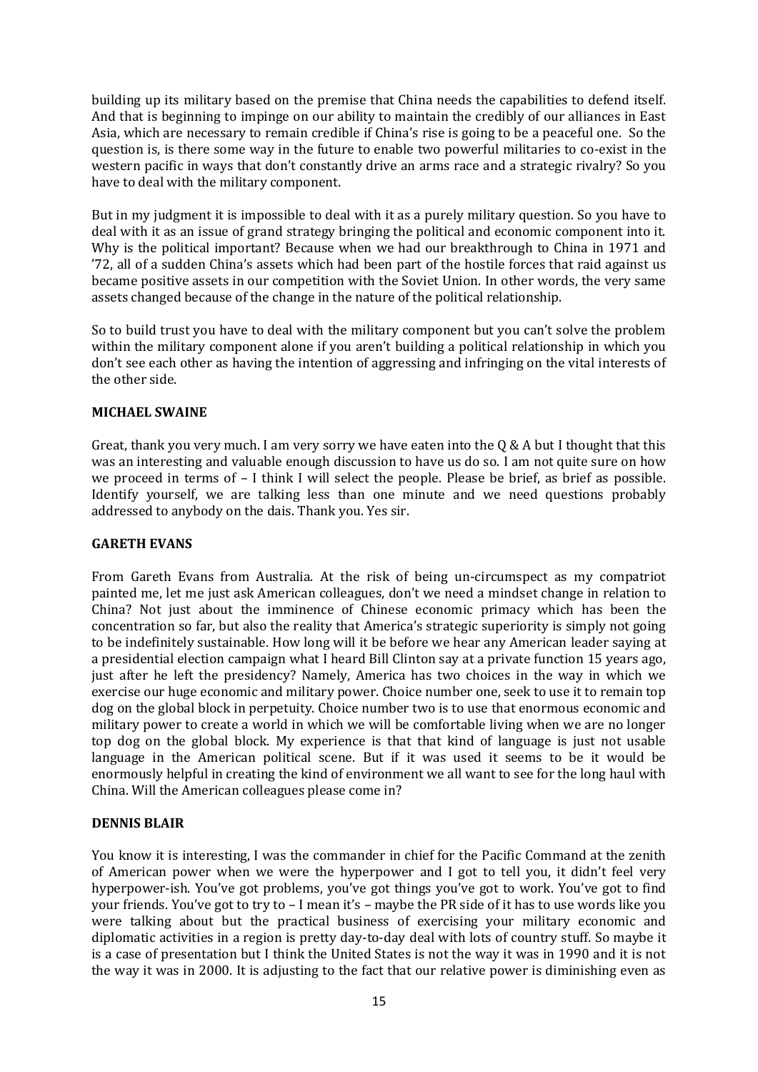building up its military based on the premise that China needs the capabilities to defend itself. And that is beginning to impinge on our ability to maintain the credibly of our alliances in East Asia, which are necessary to remain credible if China's rise is going to be a peaceful one. So the question is, is there some way in the future to enable two powerful militaries to co-exist in the western pacific in ways that don't constantly drive an arms race and a strategic rivalry? So you have to deal with the military component.

But in my judgment it is impossible to deal with it as a purely military question. So you have to deal with it as an issue of grand strategy bringing the political and economic component into it. Why is the political important? Because when we had our breakthrough to China in 1971 and '72, all of a sudden China's assets which had been part of the hostile forces that raid against us became positive assets in our competition with the Soviet Union. In other words, the very same assets changed because of the change in the nature of the political relationship.

So to build trust you have to deal with the military component but you can't solve the problem within the military component alone if you aren't building a political relationship in which you don't see each other as having the intention of aggressing and infringing on the vital interests of the other side.

**MICHAEL SWAINE**

Great, thank you very much. I am very sorry we have eaten into the Q & A but I thought that this was an interesting and valuable enough discussion to have us do so. I am not quite sure on how we proceed in terms of – I think I will select the people. Please be brief, as brief as possible. Identify yourself, we are talking less than one minute and we need questions probably addressed to anybody on the dais. Thank you. Yes sir.

**GARETH EVANS**

From Gareth Evans from Australia. At the risk of being un-circumspect as my compatriot painted me, let me just ask American colleagues, don't we need a mindset change in relation to China? Not just about the imminence of Chinese economic primacy which has been the concentration so far, but also the reality that America's strategic superiority is simply not going to be indefinitely sustainable. How long will it be before we hear any American leader saying at a presidential election campaign what I heard Bill Clinton say at a private function 15 years ago, just after he left the presidency? Namely, America has two choices in the way in which we exercise our huge economic and military power. Choice number one, seek to use it to remain top dog on the global block in perpetuity. Choice number two is to use that enormous economic and military power to create a world in which we will be comfortable living when we are no longer top dog on the global block. My experience is that that kind of language is just not usable language in the American political scene. But if it was used it seems to be it would be enormously helpful in creating the kind of environment we all want to see for the long haul with China. Will the American colleagues please come in?

**DENNIS BLAIR**

You know it is interesting, I was the commander in chief for the Pacific Command at the zenith of American power when we were the hyperpower and I got to tell you, it didn't feel very hyperpower-ish. You've got problems, you've got things you've got to work. You've got to find your friends. You've got to try to – I mean it's – maybe the PR side of it has to use words like you were talking about but the practical business of exercising your military economic and diplomatic activities in a region is pretty day-to-day deal with lots of country stuff. So maybe it is a case of presentation but I think the United States is not the way it was in 1990 and it is not the way it was in 2000. It is adjusting to the fact that our relative power is diminishing even as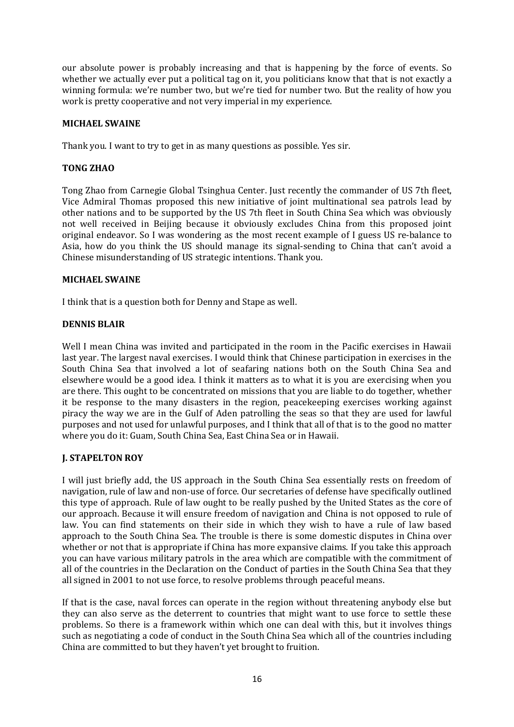our absolute power is probably increasing and that is happening by the force of events. So whether we actually ever put a political tag on it, you politicians know that that is not exactly a winning formula: we're number two, but we're tied for number two. But the reality of how you work is pretty cooperative and not very imperial in my experience.

**MICHAEL SWAINE**

Thank you. I want to try to get in as many questions as possible. Yes sir.

**TONG ZHAO**

Tong Zhao from Carnegie Global Tsinghua Center. Just recently the commander of US 7th fleet, Vice Admiral Thomas proposed this new initiative of joint multinational sea patrols lead by other nations and to be supported by the US 7th fleet in South China Sea which was obviously not well received in Beijing because it obviously excludes China from this proposed joint original endeavor. So I was wondering as the most recent example of I guess US re-balance to Asia, how do you think the US should manage its signal-sending to China that can't avoid a Chinese misunderstanding of US strategic intentions. Thank you.

**MICHAEL SWAINE**

I think that is a question both for Denny and Stape as well.

**DENNIS BLAIR**

Well I mean China was invited and participated in the room in the Pacific exercises in Hawaii last year. The largest naval exercises. I would think that Chinese participation in exercises in the South China Sea that involved a lot of seafaring nations both on the South China Sea and elsewhere would be a good idea. I think it matters as to what it is you are exercising when you are there. This ought to be concentrated on missions that you are liable to do together, whether it be response to the many disasters in the region, peacekeeping exercises working against piracy the way we are in the Gulf of Aden patrolling the seas so that they are used for lawful purposes and not used for unlawful purposes, and I think that all of that is to the good no matter where you do it: Guam, South China Sea, East China Sea or in Hawaii.

**J. STAPELTON ROY**

I will just briefly add, the US approach in the South China Sea essentially rests on freedom of navigation, rule of law and non-use of force. Our secretaries of defense have specifically outlined this type of approach. Rule of law ought to be really pushed by the United States as the core of our approach. Because it will ensure freedom of navigation and China is not opposed to rule of law. You can find statements on their side in which they wish to have a rule of law based approach to the South China Sea. The trouble is there is some domestic disputes in China over whether or not that is appropriate if China has more expansive claims. If you take this approach you can have various military patrols in the area which are compatible with the commitment of all of the countries in the Declaration on the Conduct of parties in the South China Sea that they all signed in 2001 to not use force, to resolve problems through peaceful means.

If that is the case, naval forces can operate in the region without threatening anybody else but they can also serve as the deterrent to countries that might want to use force to settle these problems. So there is a framework within which one can deal with this, but it involves things such as negotiating a code of conduct in the South China Sea which all of the countries including China are committed to but they haven't yet brought to fruition.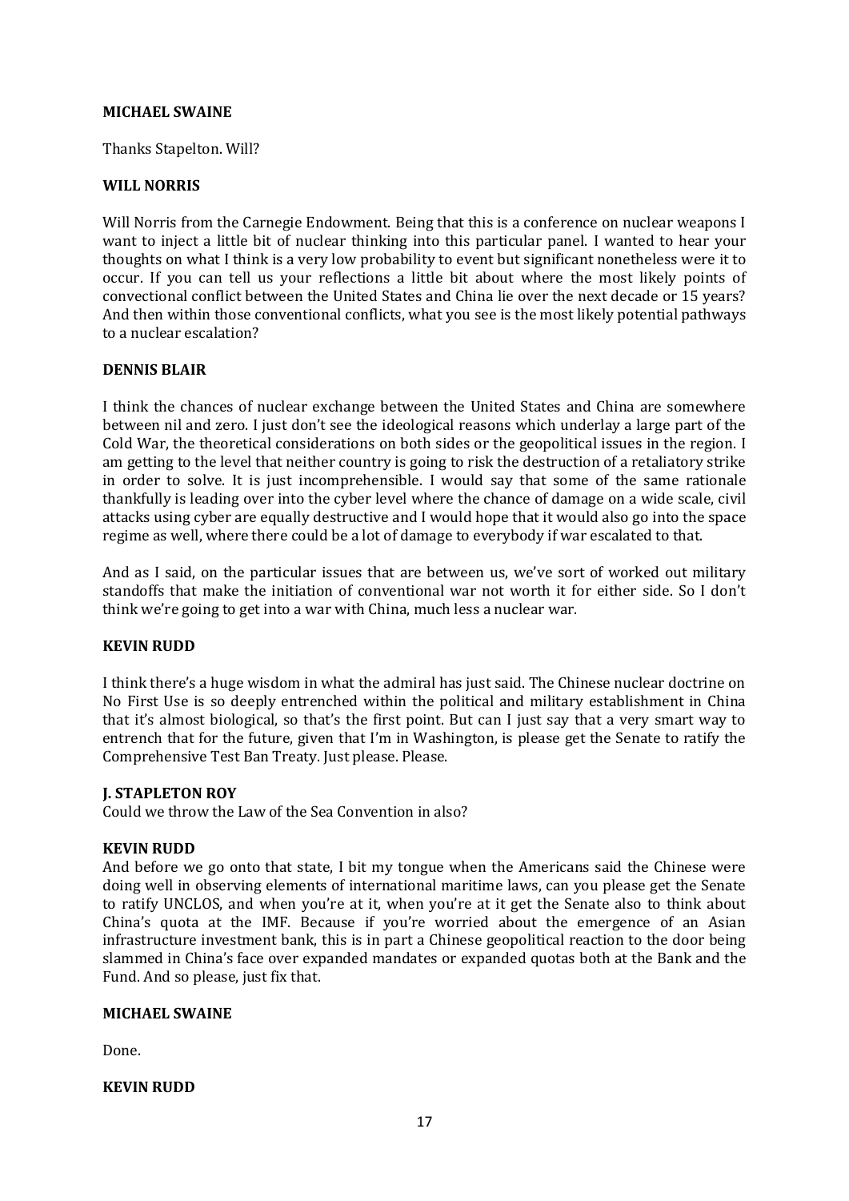**MICHAEL SWAINE**

Thanks Stapelton. Will?

**WILL NORRIS**

Will Norris from the Carnegie Endowment. Being that this is a conference on nuclear weapons I want to inject a little bit of nuclear thinking into this particular panel. I wanted to hear your thoughts on what I think is a very low probability to event but significant nonetheless were it to occur. If you can tell us your reflections a little bit about where the most likely points of convectional conflict between the United States and China lie over the next decade or 15 years? And then within those conventional conflicts, what you see is the most likely potential pathways to a nuclear escalation?

**DENNIS BLAIR**

I think the chances of nuclear exchange between the United States and China are somewhere between nil and zero. I just don't see the ideological reasons which underlay a large part of the Cold War, the theoretical considerations on both sides or the geopolitical issues in the region. I am getting to the level that neither country is going to risk the destruction of a retaliatory strike in order to solve. It is just incomprehensible. I would say that some of the same rationale thankfully is leading over into the cyber level where the chance of damage on a wide scale, civil attacks using cyber are equally destructive and I would hope that it would also go into the space regime as well, where there could be a lot of damage to everybody if war escalated to that.

And as I said, on the particular issues that are between us, we've sort of worked out military standoffs that make the initiation of conventional war not worth it for either side. So I don't think we're going to get into a war with China, much less a nuclear war.

**KEVIN RUDD**

I think there's a huge wisdom in what the admiral has just said. The Chinese nuclear doctrine on No First Use is so deeply entrenched within the political and military establishment in China that it's almost biological, so that's the first point. But can I just say that a very smart way to entrench that for the future, given that I'm in Washington, is please get the Senate to ratify the Comprehensive Test Ban Treaty. Just please. Please.

**J. STAPLETON ROY**

Could we throw the Law of the Sea Convention in also?

**KEVIN RUDD**

And before we go onto that state, I bit my tongue when the Americans said the Chinese were doing well in observing elements of international maritime laws, can you please get the Senate to ratify UNCLOS, and when you're at it, when you're at it get the Senate also to think about China's quota at the IMF. Because if you're worried about the emergence of an Asian infrastructure investment bank, this is in part a Chinese geopolitical reaction to the door being slammed in China's face over expanded mandates or expanded quotas both at the Bank and the Fund. And so please, just fix that.

**MICHAEL SWAINE**

Done.

**KEVIN RUDD**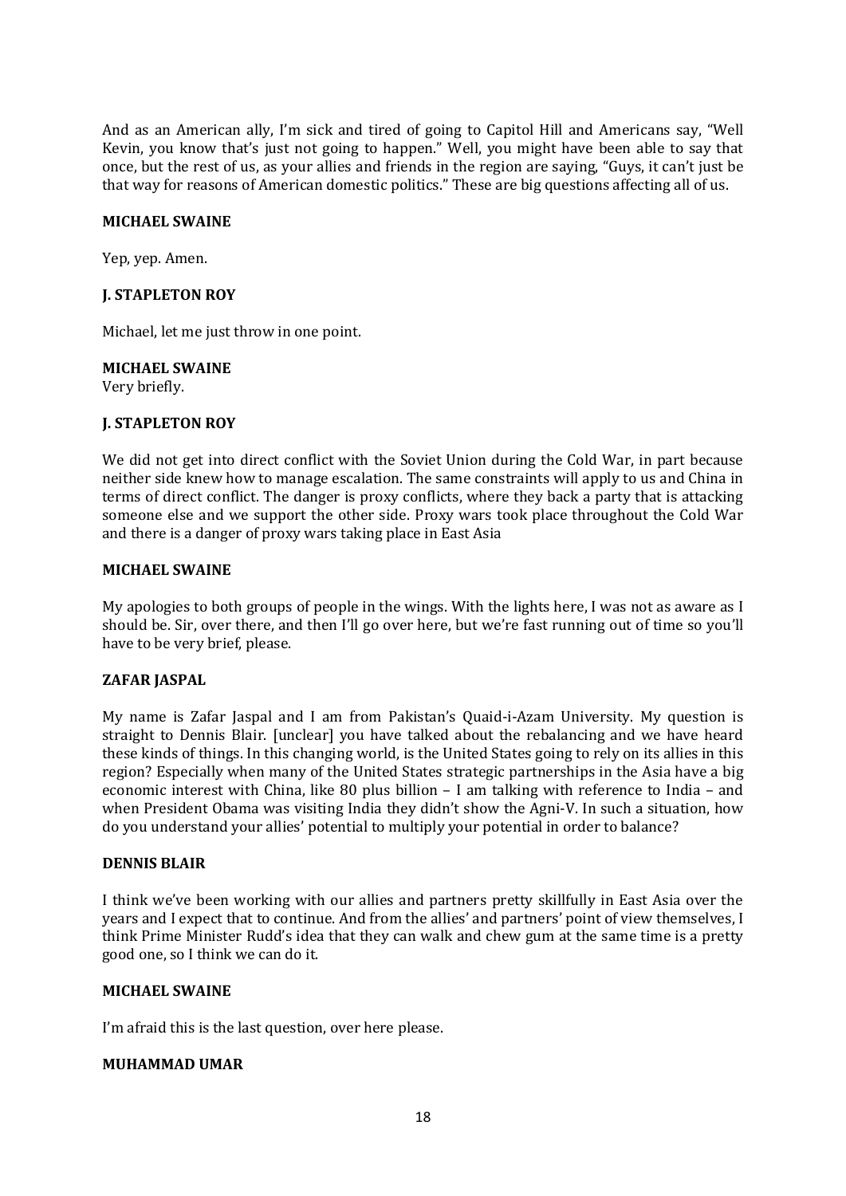And as an American ally, I'm sick and tired of going to Capitol Hill and Americans say, "Well Kevin, you know that's just not going to happen." Well, you might have been able to say that once, but the rest of us, as your allies and friends in the region are saying, "Guys, it can't just be that way for reasons of American domestic politics." These are big questions affecting all of us.

**MICHAEL SWAINE**

Yep, yep. Amen.

**J. STAPLETON ROY**

Michael, let me just throw in one point.

**MICHAEL SWAINE**

Very briefly.

**J. STAPLETON ROY**

We did not get into direct conflict with the Soviet Union during the Cold War, in part because neither side knew how to manage escalation. The same constraints will apply to us and China in terms of direct conflict. The danger is proxy conflicts, where they back a party that is attacking someone else and we support the other side. Proxy wars took place throughout the Cold War and there is a danger of proxy wars taking place in East Asia

**MICHAEL SWAINE**

My apologies to both groups of people in the wings. With the lights here, I was not as aware as I should be. Sir, over there, and then I'll go over here, but we're fast running out of time so you'll have to be very brief, please.

**ZAFAR JASPAL**

My name is Zafar Jaspal and I am from Pakistan's Quaid-i-Azam University. My question is straight to Dennis Blair. [unclear] you have talked about the rebalancing and we have heard these kinds of things. In this changing world, is the United States going to rely on its allies in this region? Especially when many of the United States strategic partnerships in the Asia have a big economic interest with China, like 80 plus billion – I am talking with reference to India – and when President Obama was visiting India they didn't show the Agni-V. In such a situation, how do you understand your allies' potential to multiply your potential in order to balance?

**DENNIS BLAIR**

I think we've been working with our allies and partners pretty skillfully in East Asia over the years and I expect that to continue. And from the allies' and partners' point of view themselves, I think Prime Minister Rudd's idea that they can walk and chew gum at the same time is a pretty good one, so I think we can do it.

**MICHAEL SWAINE**

I'm afraid this is the last question, over here please.

**MUHAMMAD UMAR**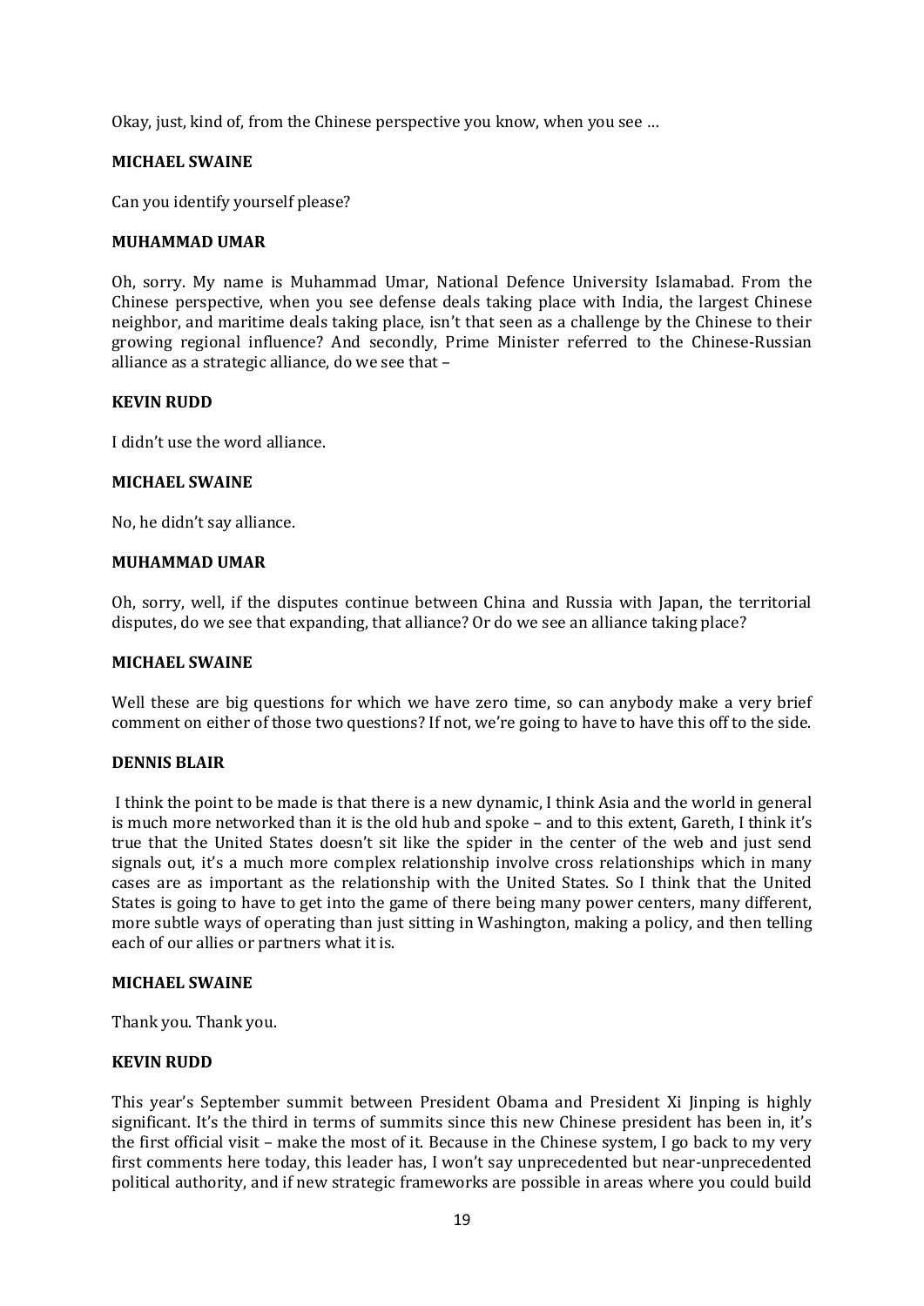Okay, just, kind of, from the Chinese perspective you know, when you see …

**MICHAEL SWAINE**

Can you identify yourself please?

**MUHAMMAD UMAR**

Oh, sorry. My name is Muhammad Umar, National Defence University Islamabad. From the Chinese perspective, when you see defense deals taking place with India, the largest Chinese neighbor, and maritime deals taking place, isn't that seen as a challenge by the Chinese to their growing regional influence? And secondly, Prime Minister referred to the Chinese-Russian alliance as a strategic alliance, do we see that –

**KEVIN RUDD**

I didn't use the word alliance.

**MICHAEL SWAINE**

No, he didn't say alliance.

**MUHAMMAD UMAR**

Oh, sorry, well, if the disputes continue between China and Russia with Japan, the territorial disputes, do we see that expanding, that alliance? Or do we see an alliance taking place?

**MICHAEL SWAINE**

Well these are big questions for which we have zero time, so can anybody make a very brief comment on either of those two questions? If not, we're going to have to have this off to the side.

**DENNIS BLAIR**

I think the point to be made is that there is a new dynamic, I think Asia and the world in general is much more networked than it is the old hub and spoke – and to this extent, Gareth, I think it's true that the United States doesn't sit like the spider in the center of the web and just send signals out, it's a much more complex relationship involve cross relationships which in many cases are as important as the relationship with the United States. So I think that the United States is going to have to get into the game of there being many power centers, many different, more subtle ways of operating than just sitting in Washington, making a policy, and then telling each of our allies or partners what it is.

**MICHAEL SWAINE**

Thank you. Thank you.

**KEVIN RUDD**

This year's September summit between President Obama and President Xi Jinping is highly significant. It's the third in terms of summits since this new Chinese president has been in, it's the first official visit – make the most of it. Because in the Chinese system, I go back to my very first comments here today, this leader has, I won't say unprecedented but near-unprecedented political authority, and if new strategic frameworks are possible in areas where you could build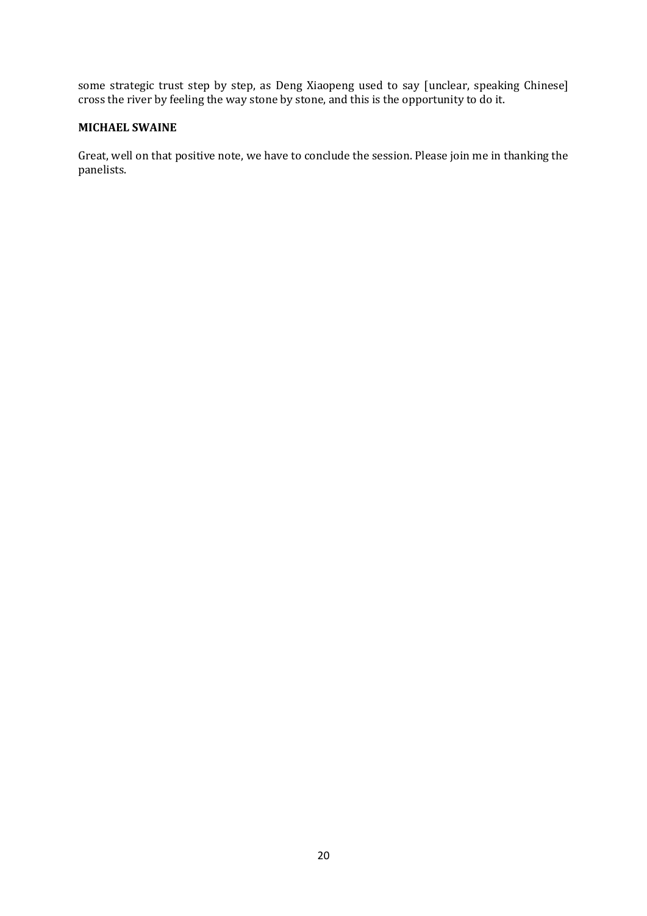some strategic trust step by step, as Deng Xiaopeng used to say [unclear, speaking Chinese] cross the river by feeling the way stone by stone, and this is the opportunity to do it.

**MICHAEL SWAINE**

Great, well on that positive note, we have to conclude the session. Please join me in thanking the panelists.